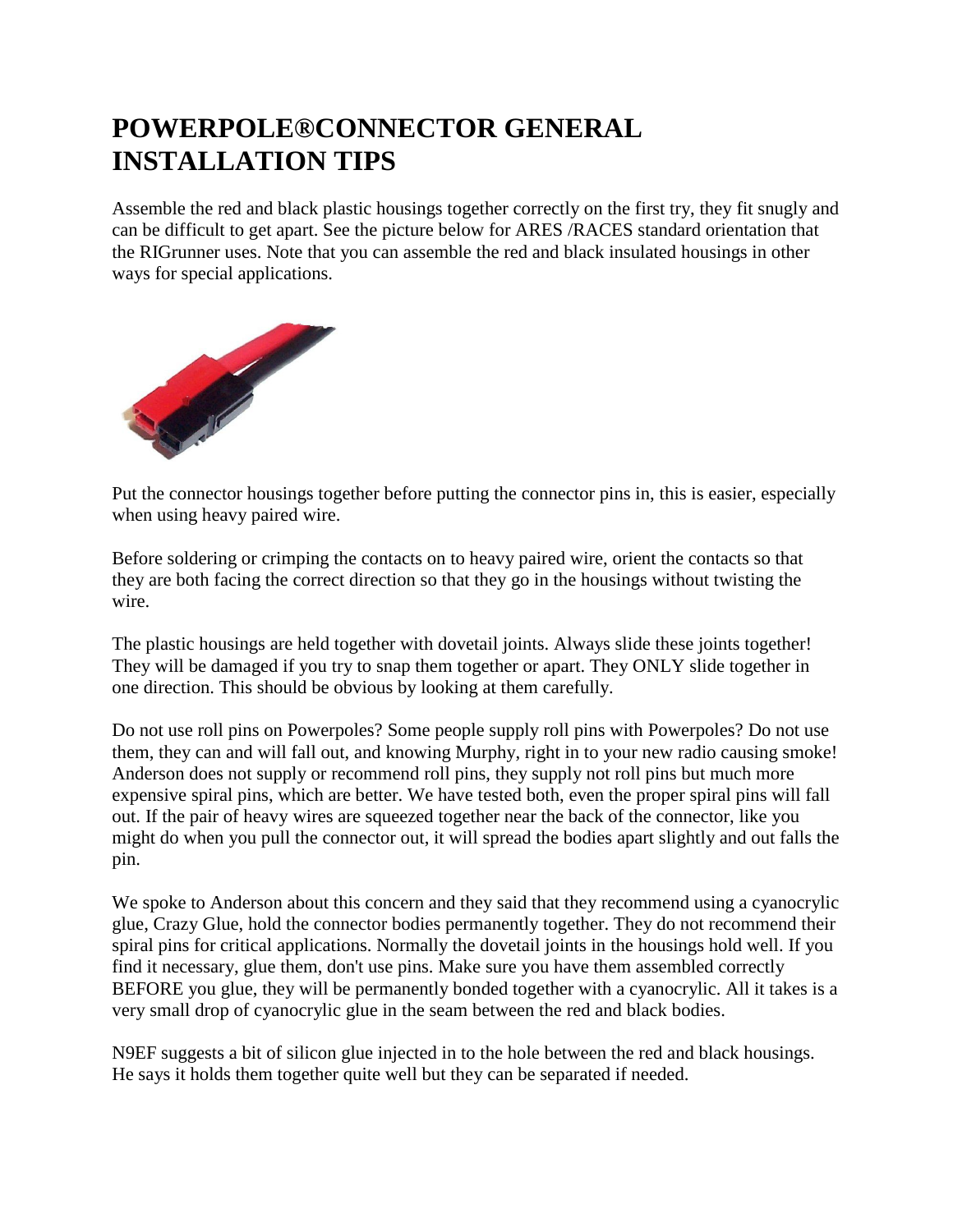# POWERPOLE®CONNECTOR GENERAL INSTALLATION TIPS

Assemble the red and black plastic housings together correctly on the first try, they fit snugly and can be difficult to get apart. See the picture below for ARES /RACES standard orientation that the RIGrunner uses. Note that you can assemble the red and black insulated housings in other ways for special applications.

Put the connector housings together before putting the connector pins in, this is easier, especially when using heavy paired wire.

Before soldering or crimping the contacts on to heavy paired wire, orient the contacts so that they are both facing the correct direction so that they go in the housings without twisting the wire.

The plastic housings are held together with dovetail joints. Always slide these joints together! They will be damaged if you try to snap them together or apart. They ONLY slide together in one direction. This should be obvious by looking at them carefully.

Do not use roll pins on Powerpoles? Some people supply roll pins with Powerpoles? Do not use them, they can and will fall out, and knowing Murphy, right in to your new radio causing smoke! Anderson does not supply or recommend roll pins, they supply not roll pins but much more expensive spiral pins, which are better. We have tested both, even the proper spiral pins will fall out. If the pair of heavy wires are squeezed together near the back of the connector, like you might do when you pull the connector out, it will spread the bodies apart slightly and out falls the pin.

We spoke to Anderson about this concern and they said that they recommend using a cyanocrylic glue, Crazy Glue, hold the connector bodies permanently together. They do not recommend their spiral pins for critical applications. Normally the dovetail joints in the housings hold well. If you find it necessary, glue them, don't use pins. Make sure you have them assembled correctly BEFORE you glue, they will be permanently bonded together with a cyanocrylic. All it takes is a very small drop of cyanocrylic glue in the seam between the red and black bodies.

N9EF suggests a bit of silicon glue injected in to the hole between the red and black housings. He says it holds them together quite well but they can be separated if needed.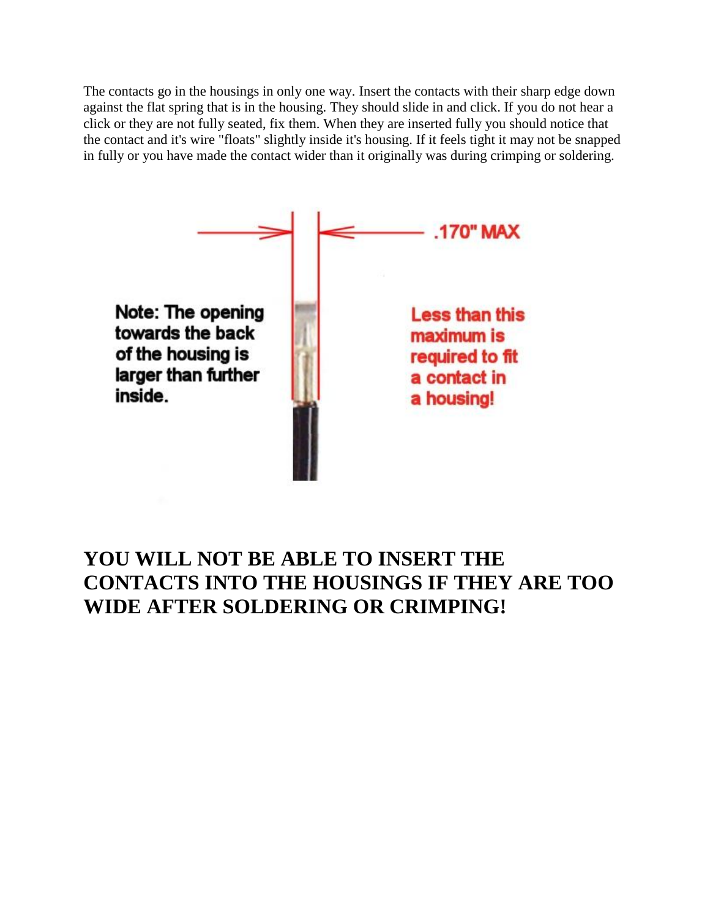The contacts go in the housings in only one way. Insert the contacts with their sharp edge down against the flat spring that is in the housing. They should slide in and click. If you do not hear a click or they are not fully seated, fix them. When they are inserted fully you should notice that the contact and it's wire "floats" slightly inside it's housing. If it feels tight it may not be snapped in fully or you have made the contact wider than it originally was during crimping or soldering.

.170" MAX

Note: The opening towards the back of the housing is larger than further inside.

Less than this maximum is required to fit a contact in a housing!

## YOU WILL NOT BE ABLE TO INSERT THE CONTACTS INTO THE HOUSINGS IF THEY ARE TOO WIDE AFTER SOLDERING OR CRIMPING!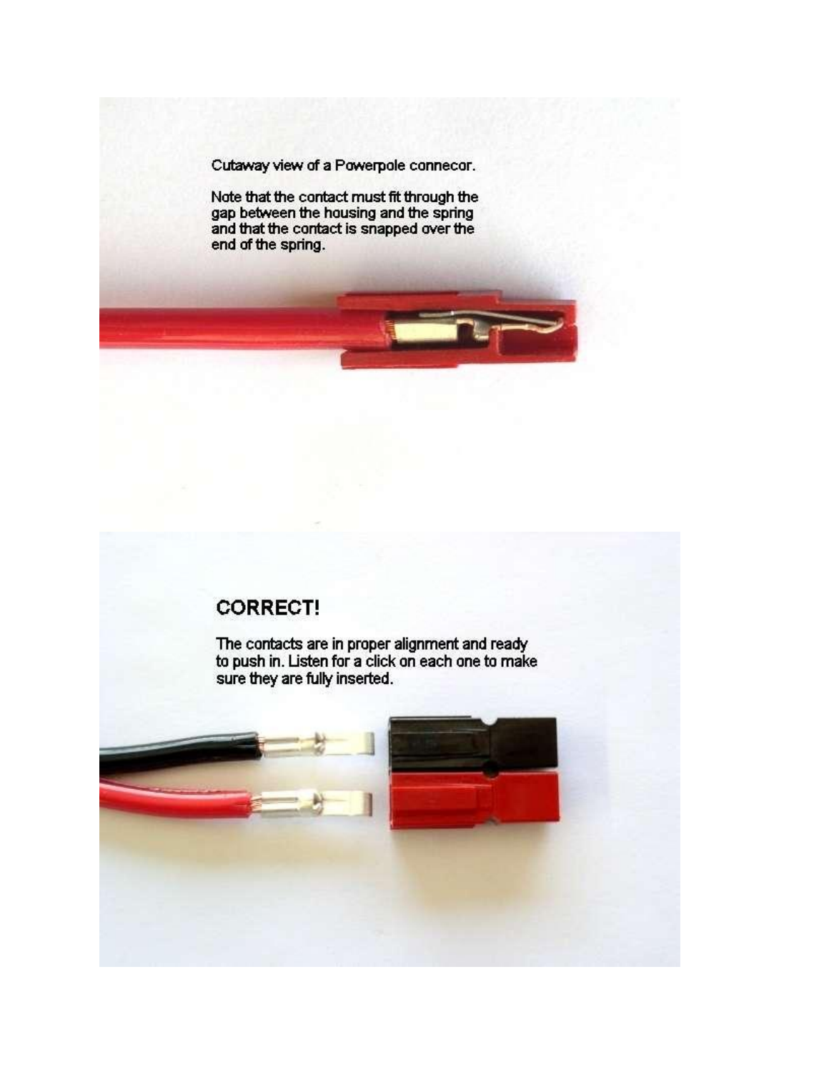Cutaway view of a Powerpole connecor.

Note that the contact must fit through the gap between the housing and the spring and that the contact is snapped over the end of the spring.

## CORRECT!

The contacts are in proper alignment and ready to push in. Listen for a click on each one to make sure they are fully inserted.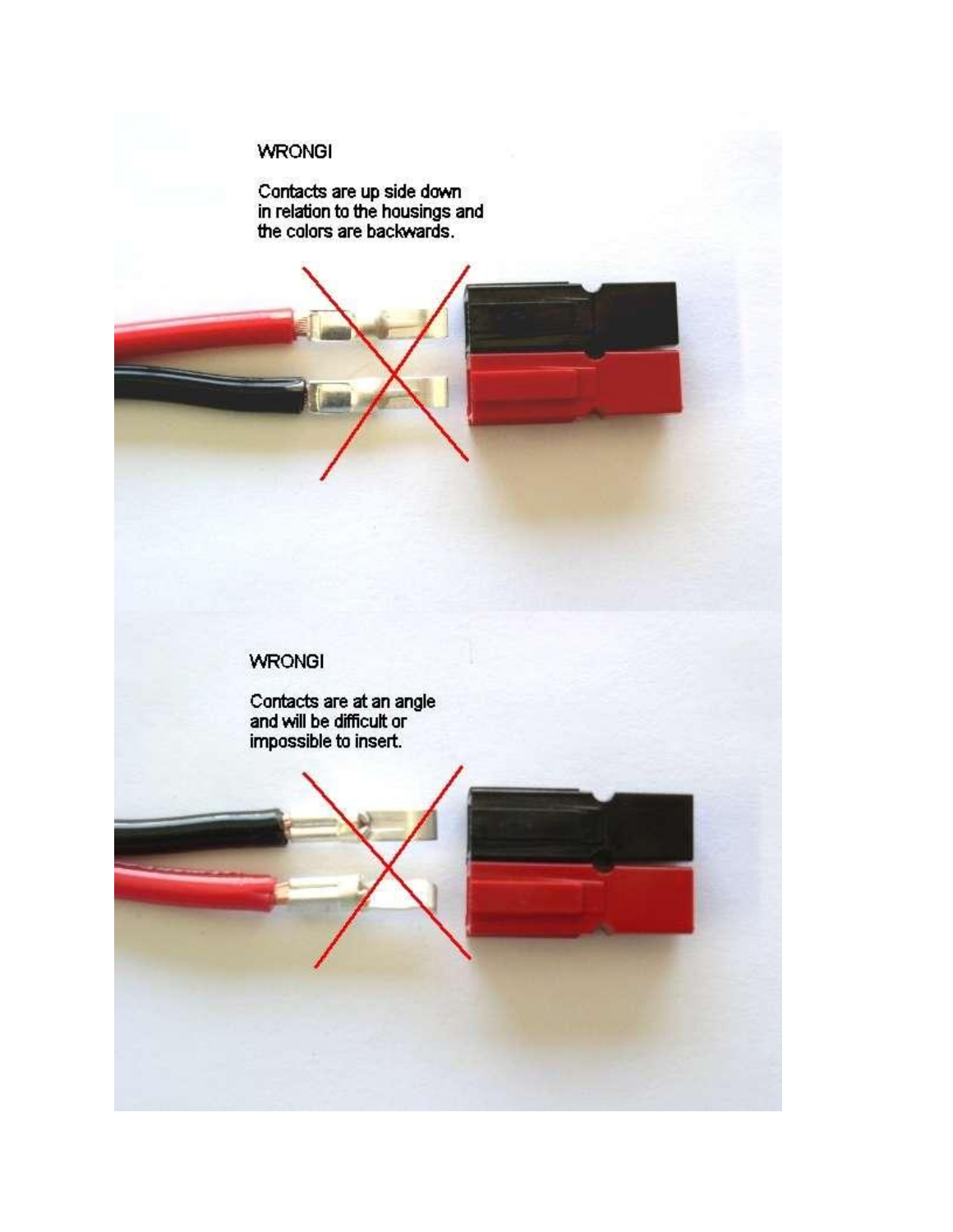WRONG!

Contacts are up side down in relation to the housings and the colors are backwards.

WRONG!

Contacts are at an angle and will be difficult or impossible to insert.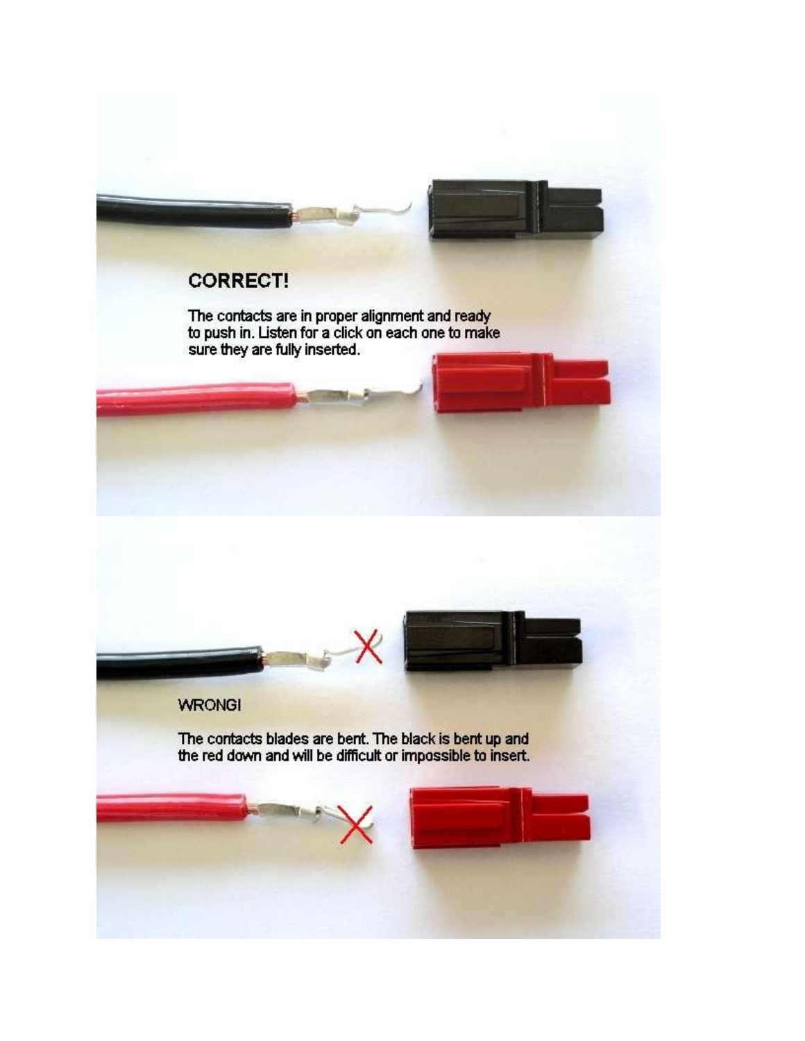**CORRECT!**

The contacts are in proper alignment and ready to push in. Listen for a click on each one to make sure they are fully inserted.

WRONG!

The contacts blades are bent. The black is bent up and the red down and will be difficult or impossible to insert.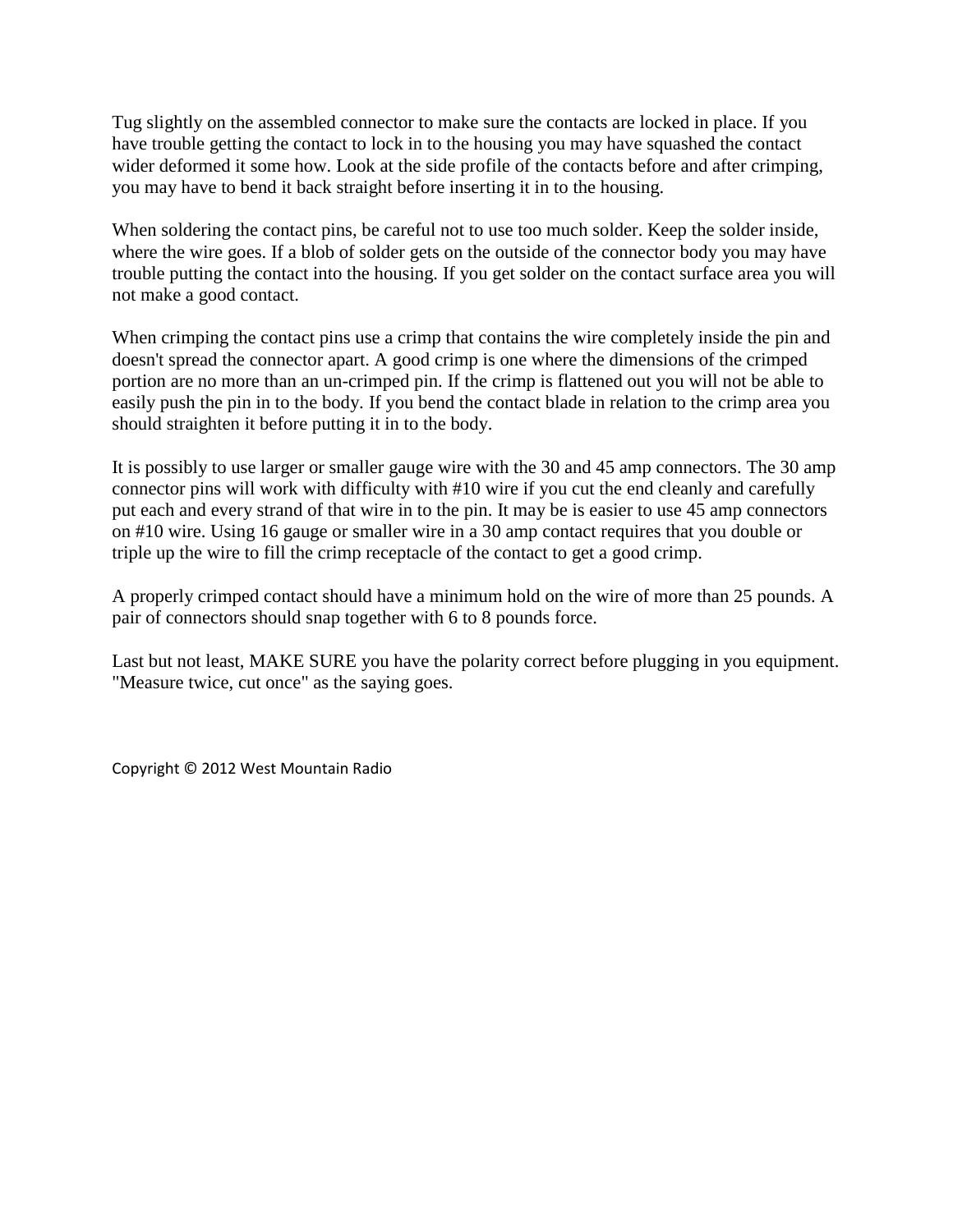Tug slightly on the assembled connector to make sure the contacts are locked in place. If you have trouble getting the contact to lock in to the housing you may have squashed the contact wider deformed it some how. Look at the side profile of the contacts before and after crimping, you may have to bend it back straight before inserting it in to the housing.

When soldering the contact pins, be careful not to use too much solder. Keep the solder inside, where the wire goes. If a blob of solder gets on the outside of the connector body you may have trouble putting the contact into the housing. If you get solder on the contact surface area you will not make a good contact.

When crimping the contact pins use a crimp that contains the wire completely inside the pin and doesn't spread the connector apart. A good crimp is one where the dimensions of the crimped portion are no more than an un-crimped pin. If the crimp is flattened out you will not be able to easily push the pin in to the body. If you bend the contact blade in relation to the crimp area you should straighten it before putting it in to the body.

It is possibly to use larger or smaller gauge wire with the 30 and 45 amp connectors. The 30 amp connector pins will work with difficulty with #10 wire if you cut the end cleanly and carefully put each and every strand of that wire in to the pin. It may be is easier to use 45 amp connectors on #10 wire. Using 16 gauge or smaller wire in a 30 amp contact requires that you double or triple up the wire to fill the crimp receptacle of the contact to get a good crimp.

A properly crimped contact should have a minimum hold on the wire of more than 25 pounds. A pair of connectors should snap together with 6 to 8 pounds force.

Last but not least, MAKE SURE you have the polarity correct before plugging in you equipment. "Measure twice, cut once" as the saying goes.

Copyright © 2012 West Mountain Radio